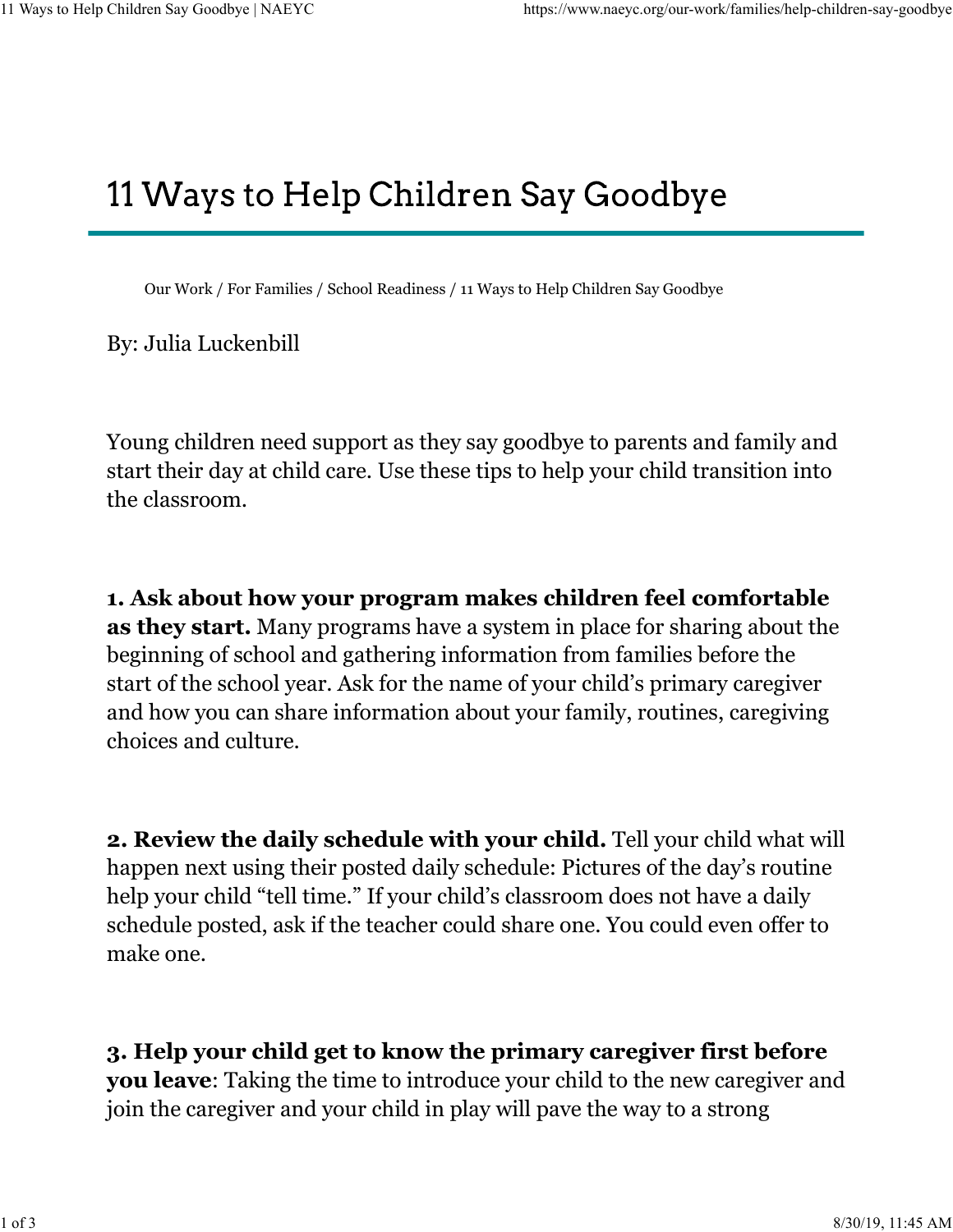# 11 Ways to Help Children Say Goodbye

Our Work / For Families / School Readiness / 11 Ways to Help Children Say Goodbye

By: Julia Luckenbill

Young children need support as they say goodbye to parents and family and start their day at child care. Use these tips to help your child transition into the classroom.

**1. Ask about how your program makes children feel comfortable as they start.** Many programs have a system in place for sharing about the beginning of school and gathering information from families before the start of the school year. Ask for the name of your child's primary caregiver and how you can share information about your family, routines, caregiving choices and culture.

**2. Review the daily schedule with your child.** Tell your child what will happen next using their posted daily schedule: Pictures of the day's routine help your child "tell time." If your child's classroom does not have a daily schedule posted, ask if the teacher could share one. You could even offer to make one.

**3. Help your child get to know the primary caregiver first before you leave**: Taking the time to introduce your child to the new caregiver and join the caregiver and your child in play will pave the way to a strong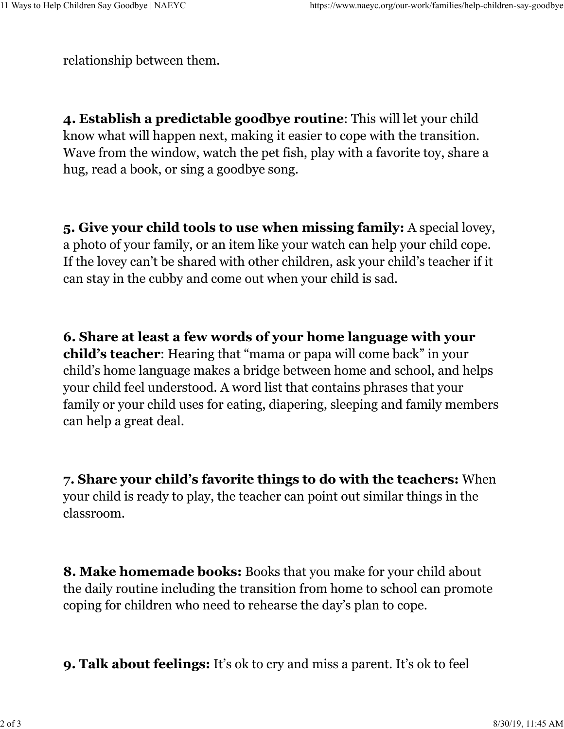relationship between them.

**4. Establish a predictable goodbye routine**: This will let your child know what will happen next, making it easier to cope with the transition. Wave from the window, watch the pet fish, play with a favorite toy, share a hug, read a book, or sing a goodbye song.

**5. Give your child tools to use when missing family:** A special lovey, a photo of your family, or an item like your watch can help your child cope. If the lovey can't be shared with other children, ask your child's teacher if it can stay in the cubby and come out when your child is sad.

**6. Share at least a few words of your home language with your child's teacher**: Hearing that "mama or papa will come back" in your child's home language makes a bridge between home and school, and helps your child feel understood. A word list that contains phrases that your family or your child uses for eating, diapering, sleeping and family members can help a great deal.

**7. Share your child's favorite things to do with the teachers:** When your child is ready to play, the teacher can point out similar things in the classroom.

**8. Make homemade books:** Books that you make for your child about the daily routine including the transition from home to school can promote coping for children who need to rehearse the day's plan to cope.

**9. Talk about feelings:** It's ok to cry and miss a parent. It's ok to feel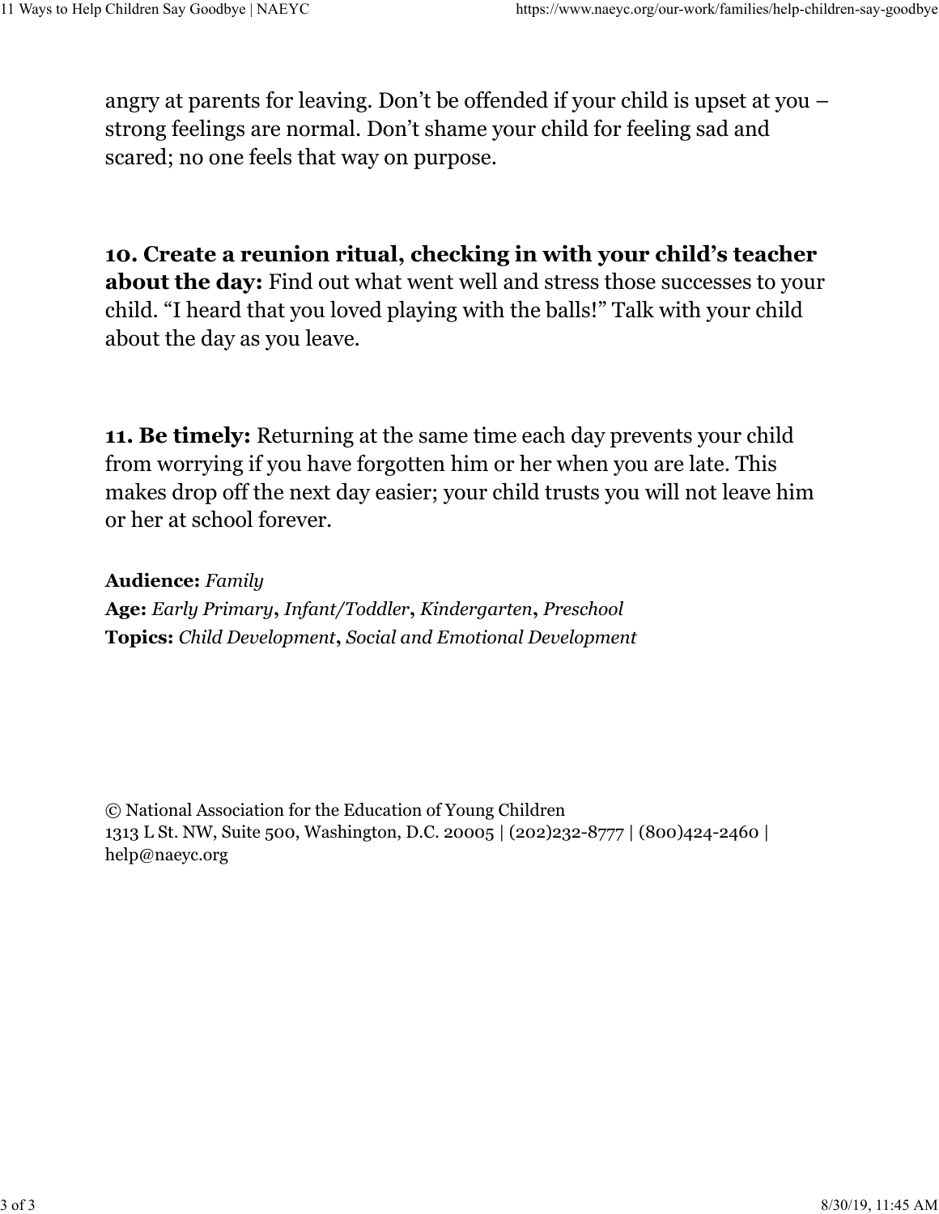angry at parents for leaving. Don't be offended if your child is upset at you – strong feelings are normal. Don't shame your child for feeling sad and scared; no one feels that way on purpose.

**10. Create a reunion ritual, checking in with your child's teacher about the day:** Find out what went well and stress those successes to your child. "I heard that you loved playing with the balls!" Talk with your child about the day as you leave.

**11. Be timely:** Returning at the same time each day prevents your child from worrying if you have forgotten him or her when you are late. This makes drop off the next day easier; your child trusts you will not leave him or her at school forever.

**Audience:** *Family*
**Age:** *Early Primary*, *Infant/Toddler*, *Kindergarten*, *Preschool*
**Topics:** *Child Development*, *Social and Emotional Development*

© National Association for the Education of Young Children
1313 L St. NW, Suite 500, Washington, D.C. 20005 | (202)232-8777 | (800)424-2460 | help@naeyc.org